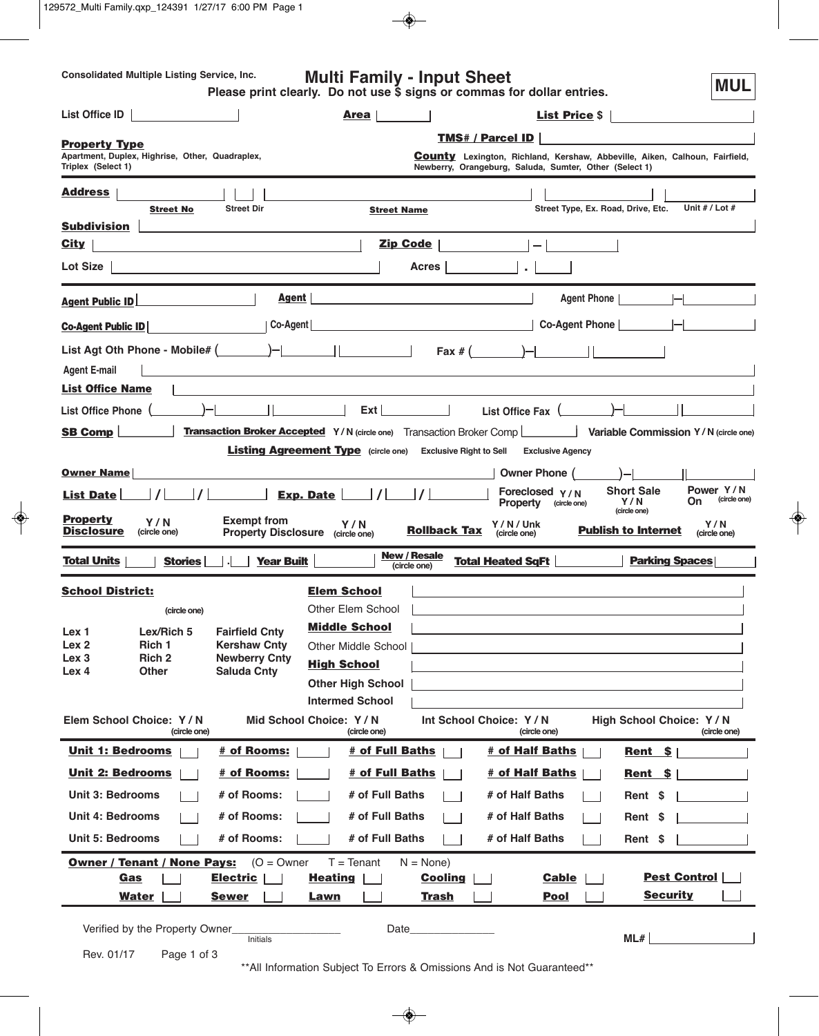Consolidated Multiple Listing Service, Inc.

# Multi Family - Input Sheet

**MUL**

**Please print clearly. Do not use $ signs or commas for dollar entries.**

List Office ID ______ **Area** ______ **List Price** $ ______

**Property Type**
Apartment, Duplex, Highrise, Other, Quadraplex, Triplex (Select 1)

**TMS# / Parcel ID** ______

**County** Lexington, Richland, Kershaw, Abbeville, Aiken, Calhoun, Fairfield, Newberry, Orangeburg, Saluda, Sumter, Other (Select 1)

**Address** ______ | ______ | ______ | ______ | ______
**Street No** | Street Dir | **Street Name** | Street Type, Ex. Road, Drive, Etc. | Unit # / Lot #

**Subdivision** ______

**City** ______ **Zip Code** ______ – ______

Lot Size ______ Acres ______ . ______

**Agent Public ID** ______ **Agent** ______ Agent Phone ______ – ______

**Co-Agent Public ID** ______ Co-Agent ______ Co-Agent Phone ______ – ______

List Agt Oth Phone - Mobile# ( ______ )– ______ | ______ Fax # ( ______ )– ______ | ______

Agent E-mail ______

**List Office Name** ______

List Office Phone ( ______ )– ______ | ______ Ext ______ List Office Fax ( ______ )– ______ | ______

**SB Comp** ______ **Transaction Broker Accepted** Y / N (circle one) Transaction Broker Comp ______ **Variable Commission** Y / N (circle one)

**Listing Agreement Type** (circle one) Exclusive Right to Sell Exclusive Agency

**Owner Name** ______ Owner Phone ( ______ )– ______ | ______

**List Date** ____ / ____ / ______ **Exp. Date** ____ / ____ / ______ Foreclosed Property Y / N (circle one) Short Sale Y / N (circle one) Power On Y / N (circle one)

**Property Disclosure** Y / N (circle one) Exempt from Property Disclosure Y / N (circle one) **Rollback Tax** Y / N / Unk (circle one) **Publish to Internet** Y / N (circle one)

**Total Units** ______ **Stories** ____ . ____ **Year Built** ______ **New / Resale** (circle one) **Total Heated SqFt** ______ **Parking Spaces** ______

**School District:** (circle one)

| | | |
|---|---|---|
| Lex 1 | Lex/Rich 5 | Fairfield Cnty |
| Lex 2 | Rich 1 | Kershaw Cnty |
| Lex 3 | Rich 2 | Newberry Cnty |
| Lex 4 | Other | Saluda Cnty |

**Elem School** ______
Other Elem School ______
**Middle School** ______
Other Middle School ______
**High School** ______
Other High School ______
Intermed School ______

Elem School Choice: Y / N (circle one) Mid School Choice: Y / N (circle one) Int School Choice: Y / N (circle one) High School Choice: Y / N (circle one)

| | | | | |
|---|---|---|---|---|
| **Unit 1: Bedrooms** ____ | **# of Rooms:** ____ | **# of Full Baths** ____ | **# of Half Baths** ____ | **Rent $** ______ |
| **Unit 2: Bedrooms** ____ | **# of Rooms:** ____ | **# of Full Baths** ____ | **# of Half Baths** ____ | **Rent $** ______ |
| Unit 3: Bedrooms ____ | # of Rooms: ____ | # of Full Baths ____ | # of Half Baths ____ | Rent $ ______ |
| Unit 4: Bedrooms ____ | # of Rooms: ____ | # of Full Baths ____ | # of Half Baths ____ | Rent $ ______ |
| Unit 5: Bedrooms ____ | # of Rooms: ____ | # of Full Baths ____ | # of Half Baths ____ | Rent $ ______ |

**Owner / Tenant / None Pays:** (O = Owner T = Tenant N = None)

| | | | | | |
|---|---|---|---|---|---|
| **Gas** ____ | **Electric** ____ | **Heating** ____ | **Cooling** ____ | **Cable** ____ | **Pest Control** ____ |
| **Water** ____ | **Sewer** ____ | **Lawn** ____ | **Trash** ____ | **Pool** ____ | **Security** ____ |

Verified by the Property Owner__________________ Date______________
Initials

**ML#** ______

Rev. 01/17

**All Information Subject To Errors & Omissions And is Not Guaranteed**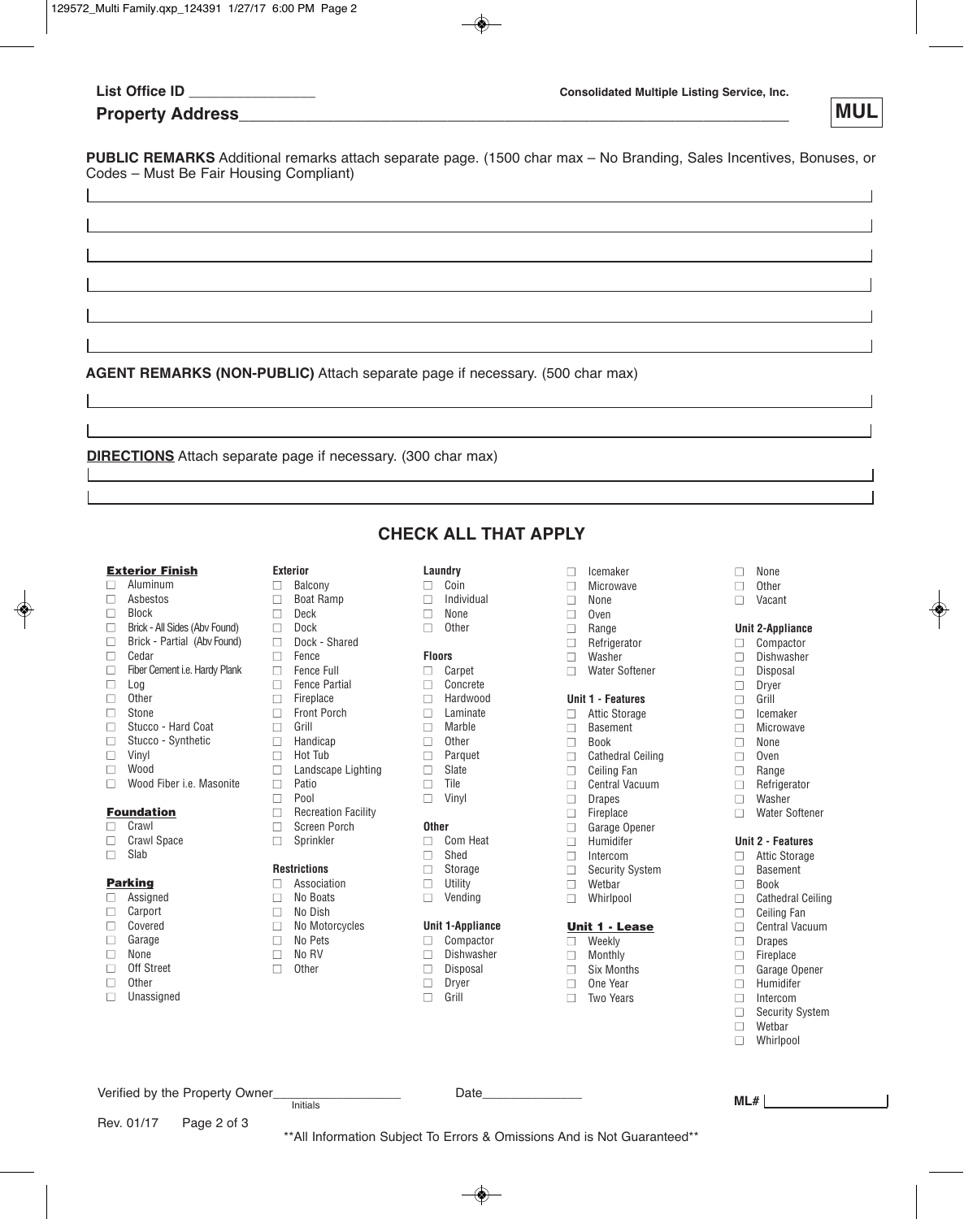List Office ID ________________

Consolidated Multiple Listing Service, Inc.

**Property Address**_______________________________________________________________

**MUL**

**PUBLIC REMARKS** Additional remarks attach separate page. (1500 char max – No Branding, Sales Incentives, Bonuses, or Codes – Must Be Fair Housing Compliant)

______________________________________________________________________

______________________________________________________________________

______________________________________________________________________

______________________________________________________________________

______________________________________________________________________

______________________________________________________________________

**AGENT REMARKS (NON-PUBLIC)** Attach separate page if necessary. (500 char max)

______________________________________________________________________

______________________________________________________________________

**DIRECTIONS** Attach separate page if necessary. (300 char max)

______________________________________________________________________

______________________________________________________________________

## CHECK ALL THAT APPLY

**Exterior Finish**
- ☐ Aluminum
- ☐ Asbestos
- ☐ Block
- ☐ Brick - All Sides (Abv Found)
- ☐ Brick - Partial (Abv Found)
- ☐ Cedar
- ☐ Fiber Cement i.e. Hardy Plank
- ☐ Log
- ☐ Other
- ☐ Stone
- ☐ Stucco - Hard Coat
- ☐ Stucco - Synthetic
- ☐ Vinyl
- ☐ Wood
- ☐ Wood Fiber i.e. Masonite

**Foundation**
- ☐ Crawl
- ☐ Crawl Space
- ☐ Slab

**Parking**
- ☐ Assigned
- ☐ Carport
- ☐ Covered
- ☐ Garage
- ☐ None
- ☐ Off Street
- ☐ Other
- ☐ Unassigned

**Exterior**
- ☐ Balcony
- ☐ Boat Ramp
- ☐ Deck
- ☐ Dock
- ☐ Dock - Shared
- ☐ Fence
- ☐ Fence Full
- ☐ Fence Partial
- ☐ Fireplace
- ☐ Front Porch
- ☐ Grill
- ☐ Handicap
- ☐ Hot Tub
- ☐ Landscape Lighting
- ☐ Patio
- ☐ Pool
- ☐ Recreation Facility
- ☐ Screen Porch
- ☐ Sprinkler

**Restrictions**
- ☐ Association
- ☐ No Boats
- ☐ No Dish
- ☐ No Motorcycles
- ☐ No Pets
- ☐ No RV
- ☐ Other

**Laundry**
- ☐ Coin
- ☐ Individual
- ☐ None
- ☐ Other

**Floors**
- ☐ Carpet
- ☐ Concrete
- ☐ Hardwood
- ☐ Laminate
- ☐ Marble
- ☐ Other
- ☐ Parquet
- ☐ Slate
- ☐ Tile
- ☐ Vinyl

**Other**
- ☐ Com Heat
- ☐ Shed
- ☐ Storage
- ☐ Utility
- ☐ Vending

**Unit 1-Appliance**
- ☐ Compactor
- ☐ Dishwasher
- ☐ Disposal
- ☐ Dryer
- ☐ Grill
- ☐ Icemaker
- ☐ Microwave
- ☐ None
- ☐ Oven
- ☐ Range
- ☐ Refrigerator
- ☐ Washer
- ☐ Water Softener

**Unit 1 - Features**
- ☐ Attic Storage
- ☐ Basement
- ☐ Book
- ☐ Cathedral Ceiling
- ☐ Ceiling Fan
- ☐ Central Vacuum
- ☐ Drapes
- ☐ Fireplace
- ☐ Garage Opener
- ☐ Humidifer
- ☐ Intercom
- ☐ Security System
- ☐ Wetbar
- ☐ Whirlpool

**Unit 1 - Lease**
- ☐ Weekly
- ☐ Monthly
- ☐ Six Months
- ☐ One Year
- ☐ Two Years
- ☐ None
- ☐ Other
- ☐ Vacant

**Unit 2-Appliance**
- ☐ Compactor
- ☐ Dishwasher
- ☐ Disposal
- ☐ Dryer
- ☐ Grill
- ☐ Icemaker
- ☐ Microwave
- ☐ None
- ☐ Oven
- ☐ Range
- ☐ Refrigerator
- ☐ Washer
- ☐ Water Softener

**Unit 2 - Features**
- ☐ Attic Storage
- ☐ Basement
- ☐ Book
- ☐ Cathedral Ceiling
- ☐ Ceiling Fan
- ☐ Central Vacuum
- ☐ Drapes
- ☐ Fireplace
- ☐ Garage Opener
- ☐ Humidifer
- ☐ Intercom
- ☐ Security System
- ☐ Wetbar
- ☐ Whirlpool

Verified by the Property Owner__________________ Date______________
Initials

ML# ________________

Rev. 01/17

**All Information Subject To Errors & Omissions And is Not Guaranteed**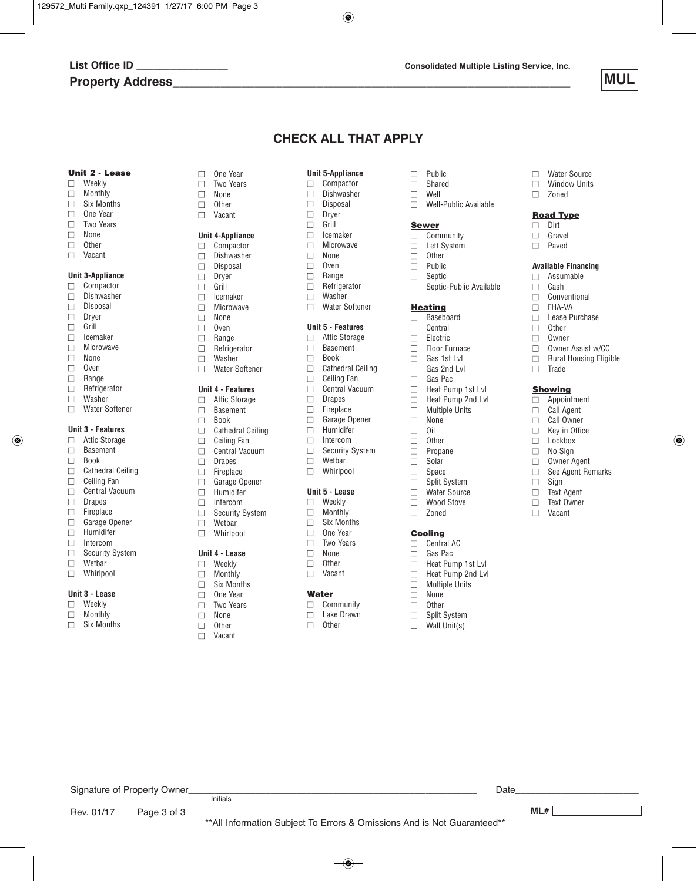List Office ID ________________

Consolidated Multiple Listing Service, Inc.

**Property Address**___________________________________________________________

**MUL**

## CHECK ALL THAT APPLY

**Unit 2 - Lease**
- ☐ Weekly
- ☐ Monthly
- ☐ Six Months
- ☐ One Year
- ☐ Two Years
- ☐ None
- ☐ Other
- ☐ Vacant

**Unit 3-Appliance**
- ☐ Compactor
- ☐ Dishwasher
- ☐ Disposal
- ☐ Dryer
- ☐ Grill
- ☐ Icemaker
- ☐ Microwave
- ☐ None
- ☐ Oven
- ☐ Range
- ☐ Refrigerator
- ☐ Washer
- ☐ Water Softener

**Unit 3 - Features**
- ☐ Attic Storage
- ☐ Basement
- ☐ Book
- ☐ Cathedral Ceiling
- ☐ Ceiling Fan
- ☐ Central Vacuum
- ☐ Drapes
- ☐ Fireplace
- ☐ Garage Opener
- ☐ Humidifer
- ☐ Intercom
- ☐ Security System
- ☐ Wetbar
- ☐ Whirlpool

**Unit 3 - Lease**
- ☐ Weekly
- ☐ Monthly
- ☐ Six Months
- ☐ One Year
- ☐ Two Years
- ☐ None
- ☐ Other
- ☐ Vacant

**Unit 4-Appliance**
- ☐ Compactor
- ☐ Dishwasher
- ☐ Disposal
- ☐ Dryer
- ☐ Grill
- ☐ Icemaker
- ☐ Microwave
- ☐ None
- ☐ Oven
- ☐ Range
- ☐ Refrigerator
- ☐ Washer
- ☐ Water Softener

**Unit 4 - Features**
- ☐ Attic Storage
- ☐ Basement
- ☐ Book
- ☐ Cathedral Ceiling
- ☐ Ceiling Fan
- ☐ Central Vacuum
- ☐ Drapes
- ☐ Fireplace
- ☐ Garage Opener
- ☐ Humidifer
- ☐ Intercom
- ☐ Security System
- ☐ Wetbar
- ☐ Whirlpool

**Unit 4 - Lease**
- ☐ Weekly
- ☐ Monthly
- ☐ Six Months
- ☐ One Year
- ☐ Two Years
- ☐ None
- ☐ Other
- ☐ Vacant

**Unit 5-Appliance**
- ☐ Compactor
- ☐ Dishwasher
- ☐ Disposal
- ☐ Dryer
- ☐ Grill
- ☐ Icemaker
- ☐ Microwave
- ☐ None
- ☐ Oven
- ☐ Range
- ☐ Refrigerator
- ☐ Washer
- ☐ Water Softener

**Unit 5 - Features**
- ☐ Attic Storage
- ☐ Basement
- ☐ Book
- ☐ Cathedral Ceiling
- ☐ Ceiling Fan
- ☐ Central Vacuum
- ☐ Drapes
- ☐ Fireplace
- ☐ Garage Opener
- ☐ Humidifer
- ☐ Intercom
- ☐ Security System
- ☐ Wetbar
- ☐ Whirlpool

**Unit 5 - Lease**
- ☐ Weekly
- ☐ Monthly
- ☐ Six Months
- ☐ One Year
- ☐ Two Years
- ☐ None
- ☐ Other
- ☐ Vacant

**Water**
- ☐ Community
- ☐ Lake Drawn
- ☐ Other
- ☐ Public
- ☐ Shared
- ☐ Well
- ☐ Well-Public Available

**Sewer**
- ☐ Community
- ☐ Lett System
- ☐ Other
- ☐ Public
- ☐ Septic
- ☐ Septic-Public Available

**Heating**
- ☐ Baseboard
- ☐ Central
- ☐ Electric
- ☐ Floor Furnace
- ☐ Gas 1st Lvl
- ☐ Gas 2nd Lvl
- ☐ Gas Pac
- ☐ Heat Pump 1st Lvl
- ☐ Heat Pump 2nd Lvl
- ☐ Multiple Units
- ☐ None
- ☐ Oil
- ☐ Other
- ☐ Propane
- ☐ Solar
- ☐ Space
- ☐ Split System
- ☐ Water Source
- ☐ Wood Stove
- ☐ Zoned

**Cooling**
- ☐ Central AC
- ☐ Gas Pac
- ☐ Heat Pump 1st Lvl
- ☐ Heat Pump 2nd Lvl
- ☐ Multiple Units
- ☐ None
- ☐ Other
- ☐ Split System
- ☐ Wall Unit(s)
- ☐ Water Source
- ☐ Window Units
- ☐ Zoned

**Road Type**
- ☐ Dirt
- ☐ Gravel
- ☐ Paved

**Available Financing**
- ☐ Assumable
- ☐ Cash
- ☐ Conventional
- ☐ FHA-VA
- ☐ Lease Purchase
- ☐ Other
- ☐ Owner
- ☐ Owner Assist w/CC
- ☐ Rural Housing Eligible
- ☐ Trade

**Showing**
- ☐ Appointment
- ☐ Call Agent
- ☐ Call Owner
- ☐ Key in Office
- ☐ Lockbox
- ☐ No Sign
- ☐ Owner Agent
- ☐ See Agent Remarks
- ☐ Sign
- ☐ Text Agent
- ☐ Text Owner
- ☐ Vacant

Signature of Property Owner______________________________________________ Date________________________

Initials

Rev. 01/17

ML# ________________

**All Information Subject To Errors & Omissions And is Not Guaranteed**